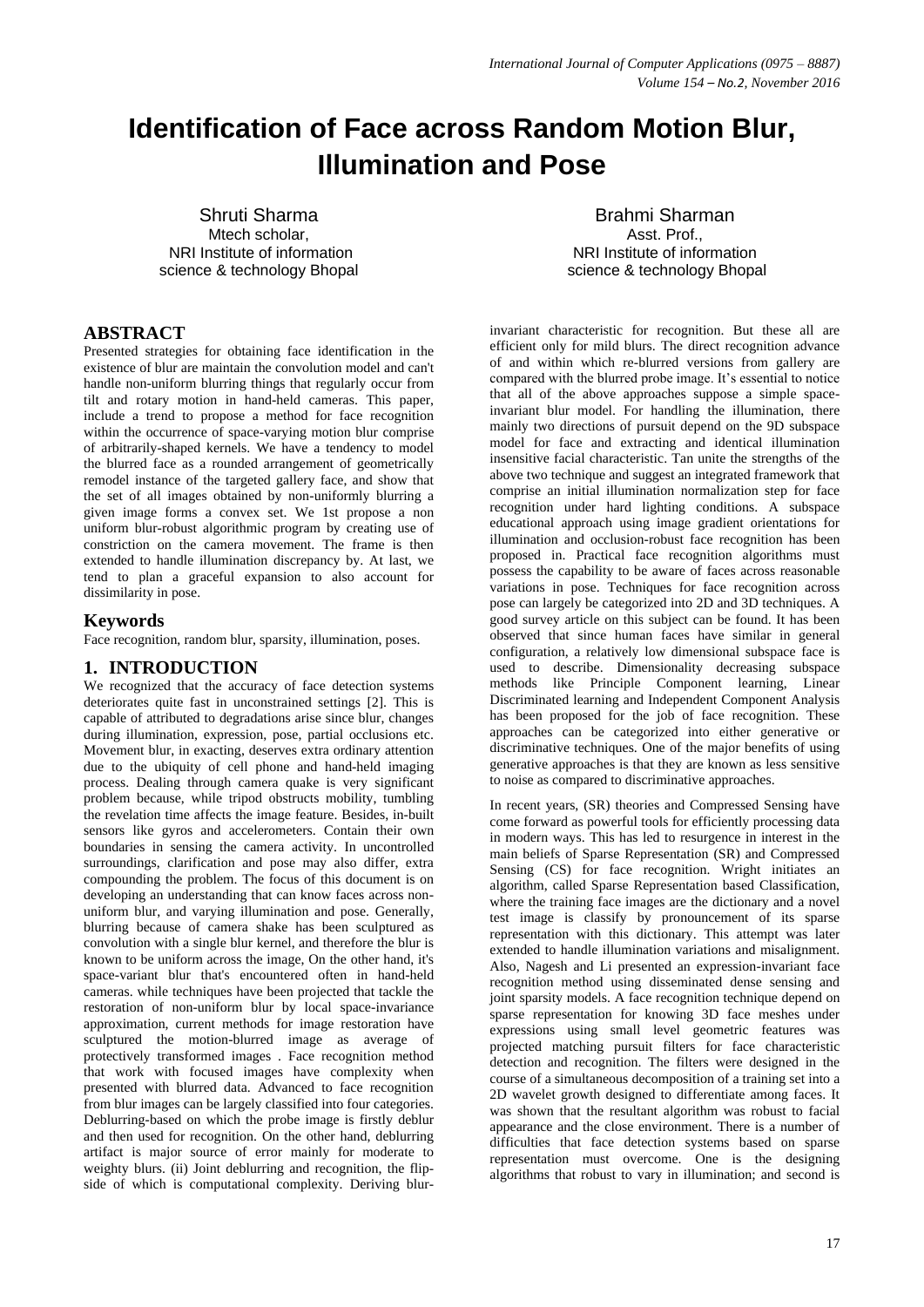# Identification of Face across Random Motion Blur, Illumination and Pose

Shruti Sharma
Mtech scholar,
NRI Institute of information science & technology Bhopal

Brahmi Sharman
Asst. Prof.,
NRI Institute of information science & technology Bhopal

## ABSTRACT

Presented strategies for obtaining face identification in the existence of blur are maintain the convolution model and can't handle non-uniform blurring things that regularly occur from tilt and rotary motion in hand-held cameras. This paper, include a trend to propose a method for face recognition within the occurrence of space-varying motion blur comprise of arbitrarily-shaped kernels. We have a tendency to model the blurred face as a rounded arrangement of geometrically remodel instance of the targeted gallery face, and show that the set of all images obtained by non-uniformly blurring a given image forms a convex set. We 1st propose a non uniform blur-robust algorithmic program by creating use of constriction on the camera movement. The frame is then extended to handle illumination discrepancy by. At last, we tend to plan a graceful expansion to also account for dissimilarity in pose.

## Keywords

Face recognition, random blur, sparsity, illumination, poses.

## 1. INTRODUCTION

We recognized that the accuracy of face detection systems deteriorates quite fast in unconstrained settings [2]. This is capable of attributed to degradations arise since blur, changes during illumination, expression, pose, partial occlusions etc. Movement blur, in exacting, deserves extra ordinary attention due to the ubiquity of cell phone and hand-held imaging process. Dealing through camera quake is very significant problem because, while tripod obstructs mobility, tumbling the revelation time affects the image feature. Besides, in-built sensors like gyros and accelerometers. Contain their own boundaries in sensing the camera activity. In uncontrolled surroundings, clarification and pose may also differ, extra compounding the problem. The focus of this document is on developing an understanding that can know faces across non-uniform blur, and varying illumination and pose. Generally, blurring because of camera shake has been sculptured as convolution with a single blur kernel, and therefore the blur is known to be uniform across the image, On the other hand, it's space-variant blur that's encountered often in hand-held cameras. while techniques have been projected that tackle the restoration of non-uniform blur by local space-invariance approximation, current methods for image restoration have sculptured the motion-blurred image as average of protectively transformed images . Face recognition method that work with focused images have complexity when presented with blurred data. Advanced to face recognition from blur images can be largely classified into four categories. Deblurring-based on which the probe image is firstly deblur and then used for recognition. On the other hand, deblurring artifact is major source of error mainly for moderate to weighty blurs. (ii) Joint deblurring and recognition, the flip-side of which is computational complexity. Deriving blur-invariant characteristic for recognition. But these all are efficient only for mild blurs. The direct recognition advance of and within which re-blurred versions from gallery are compared with the blurred probe image. It's essential to notice that all of the above approaches suppose a simple space-invariant blur model. For handling the illumination, there mainly two directions of pursuit depend on the 9D subspace model for face and extracting and identical illumination insensitive facial characteristic. Tan unite the strengths of the above two technique and suggest an integrated framework that comprise an initial illumination normalization step for face recognition under hard lighting conditions. A subspace educational approach using image gradient orientations for illumination and occlusion-robust face recognition has been proposed in. Practical face recognition algorithms must possess the capability to be aware of faces across reasonable variations in pose. Techniques for face recognition across pose can largely be categorized into 2D and 3D techniques. A good survey article on this subject can be found. It has been observed that since human faces have similar in general configuration, a relatively low dimensional subspace face is used to describe. Dimensionality decreasing subspace methods like Principle Component learning, Linear Discriminated learning and Independent Component Analysis has been proposed for the job of face recognition. These approaches can be categorized into either generative or discriminative techniques. One of the major benefits of using generative approaches is that they are known as less sensitive to noise as compared to discriminative approaches.

In recent years, (SR) theories and Compressed Sensing have come forward as powerful tools for efficiently processing data in modern ways. This has led to resurgence in interest in the main beliefs of Sparse Representation (SR) and Compressed Sensing (CS) for face recognition. Wright initiates an algorithm, called Sparse Representation based Classification, where the training face images are the dictionary and a novel test image is classify by pronouncement of its sparse representation with this dictionary. This attempt was later extended to handle illumination variations and misalignment. Also, Nagesh and Li presented an expression-invariant face recognition method using disseminated dense sensing and joint sparsity models. A face recognition technique depend on sparse representation for knowing 3D face meshes under expressions using small level geometric features was projected matching pursuit filters for face characteristic detection and recognition. The filters were designed in the course of a simultaneous decomposition of a training set into a 2D wavelet growth designed to differentiate among faces. It was shown that the resultant algorithm was robust to facial appearance and the close environment. There is a number of difficulties that face detection systems based on sparse representation must overcome. One is the designing algorithms that robust to vary in illumination; and second is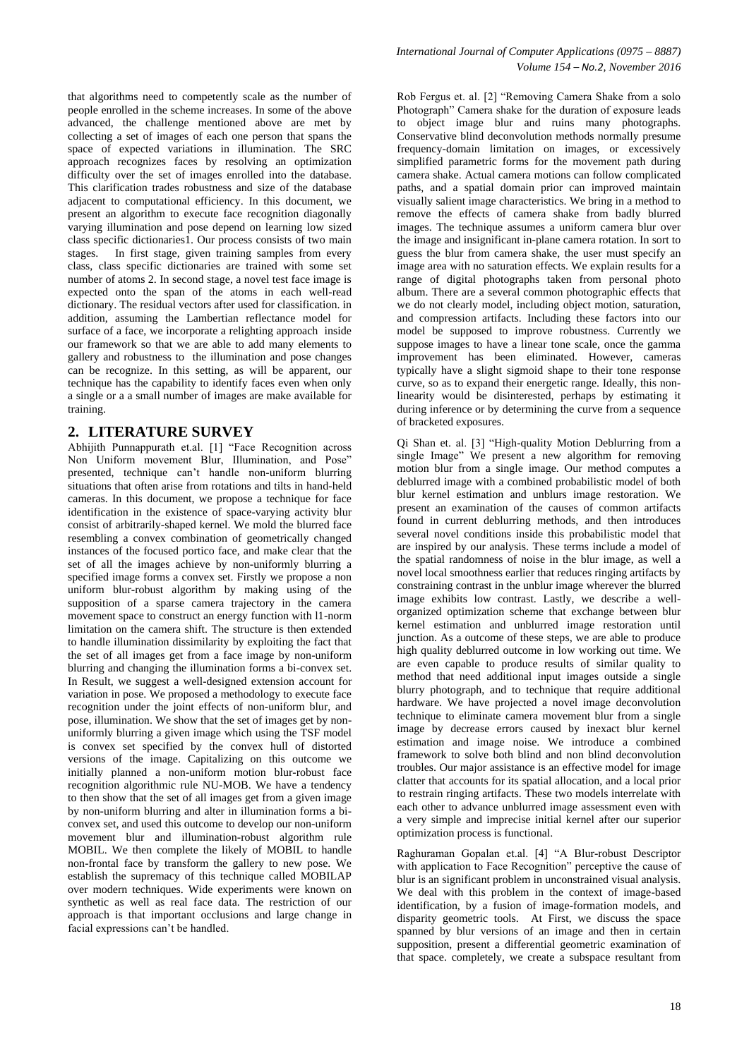that algorithms need to competently scale as the number of people enrolled in the scheme increases. In some of the above advanced, the challenge mentioned above are met by collecting a set of images of each one person that spans the space of expected variations in illumination. The SRC approach recognizes faces by resolving an optimization difficulty over the set of images enrolled into the database. This clarification trades robustness and size of the database adjacent to computational efficiency. In this document, we present an algorithm to execute face recognition diagonally varying illumination and pose depend on learning low sized class specific dictionaries1. Our process consists of two main stages. In first stage, given training samples from every class, class specific dictionaries are trained with some set number of atoms 2. In second stage, a novel test face image is expected onto the span of the atoms in each well-read dictionary. The residual vectors after used for classification. in addition, assuming the Lambertian reflectance model for surface of a face, we incorporate a relighting approach inside our framework so that we are able to add many elements to gallery and robustness to the illumination and pose changes can be recognize. In this setting, as will be apparent, our technique has the capability to identify faces even when only a single or a a small number of images are make available for training.

## 2. LITERATURE SURVEY

Abhijith Punnappurath et.al. [1] "Face Recognition across Non Uniform movement Blur, Illumination, and Pose" presented, technique can't handle non-uniform blurring situations that often arise from rotations and tilts in hand-held cameras. In this document, we propose a technique for face identification in the existence of space-varying activity blur consist of arbitrarily-shaped kernel. We mold the blurred face resembling a convex combination of geometrically changed instances of the focused portico face, and make clear that the set of all the images achieve by non-uniformly blurring a specified image forms a convex set. Firstly we propose a non uniform blur-robust algorithm by making using of the supposition of a sparse camera trajectory in the camera movement space to construct an energy function with l1-norm limitation on the camera shift. The structure is then extended to handle illumination dissimilarity by exploiting the fact that the set of all images get from a face image by non-uniform blurring and changing the illumination forms a bi-convex set. In Result, we suggest a well-designed extension account for variation in pose. We proposed a methodology to execute face recognition under the joint effects of non-uniform blur, and pose, illumination. We show that the set of images get by non-uniformly blurring a given image which using the TSF model is convex set specified by the convex hull of distorted versions of the image. Capitalizing on this outcome we initially planned a non-uniform motion blur-robust face recognition algorithmic rule NU-MOB. We have a tendency to then show that the set of all images get from a given image by non-uniform blurring and alter in illumination forms a bi-convex set, and used this outcome to develop our non-uniform movement blur and illumination-robust algorithm rule MOBIL. We then complete the likely of MOBIL to handle non-frontal face by transform the gallery to new pose. We establish the supremacy of this technique called MOBILAP over modern techniques. Wide experiments were known on synthetic as well as real face data. The restriction of our approach is that important occlusions and large change in facial expressions can't be handled.

Rob Fergus et. al. [2] "Removing Camera Shake from a solo Photograph" Camera shake for the duration of exposure leads to object image blur and ruins many photographs. Conservative blind deconvolution methods normally presume frequency-domain limitation on images, or excessively simplified parametric forms for the movement path during camera shake. Actual camera motions can follow complicated paths, and a spatial domain prior can improved maintain visually salient image characteristics. We bring in a method to remove the effects of camera shake from badly blurred images. The technique assumes a uniform camera blur over the image and insignificant in-plane camera rotation. In sort to guess the blur from camera shake, the user must specify an image area with no saturation effects. We explain results for a range of digital photographs taken from personal photo album. There are a several common photographic effects that we do not clearly model, including object motion, saturation, and compression artifacts. Including these factors into our model be supposed to improve robustness. Currently we suppose images to have a linear tone scale, once the gamma improvement has been eliminated. However, cameras typically have a slight sigmoid shape to their tone response curve, so as to expand their energetic range. Ideally, this non-linearity would be disinterested, perhaps by estimating it during inference or by determining the curve from a sequence of bracketed exposures.

Qi Shan et. al. [3] "High-quality Motion Deblurring from a single Image" We present a new algorithm for removing motion blur from a single image. Our method computes a deblurred image with a combined probabilistic model of both blur kernel estimation and unblurs image restoration. We present an examination of the causes of common artifacts found in current deblurring methods, and then introduces several novel conditions inside this probabilistic model that are inspired by our analysis. These terms include a model of the spatial randomness of noise in the blur image, as well a novel local smoothness earlier that reduces ringing artifacts by constraining contrast in the unblur image wherever the blurred image exhibits low contrast. Lastly, we describe a well-organized optimization scheme that exchange between blur kernel estimation and unblurred image restoration until junction. As a outcome of these steps, we are able to produce high quality deblurred outcome in low working out time. We are even capable to produce results of similar quality to method that need additional input images outside a single blurry photograph, and to technique that require additional hardware. We have projected a novel image deconvolution technique to eliminate camera movement blur from a single image by decrease errors caused by inexact blur kernel estimation and image noise. We introduce a combined framework to solve both blind and non blind deconvolution troubles. Our major assistance is an effective model for image clatter that accounts for its spatial allocation, and a local prior to restrain ringing artifacts. These two models interrelate with each other to advance unblurred image assessment even with a very simple and imprecise initial kernel after our superior optimization process is functional.

Raghuraman Gopalan et.al. [4] "A Blur-robust Descriptor with application to Face Recognition" perceptive the cause of blur is an significant problem in unconstrained visual analysis. We deal with this problem in the context of image-based identification, by a fusion of image-formation models, and disparity geometric tools. At First, we discuss the space spanned by blur versions of an image and then in certain supposition, present a differential geometric examination of that space. completely, we create a subspace resultant from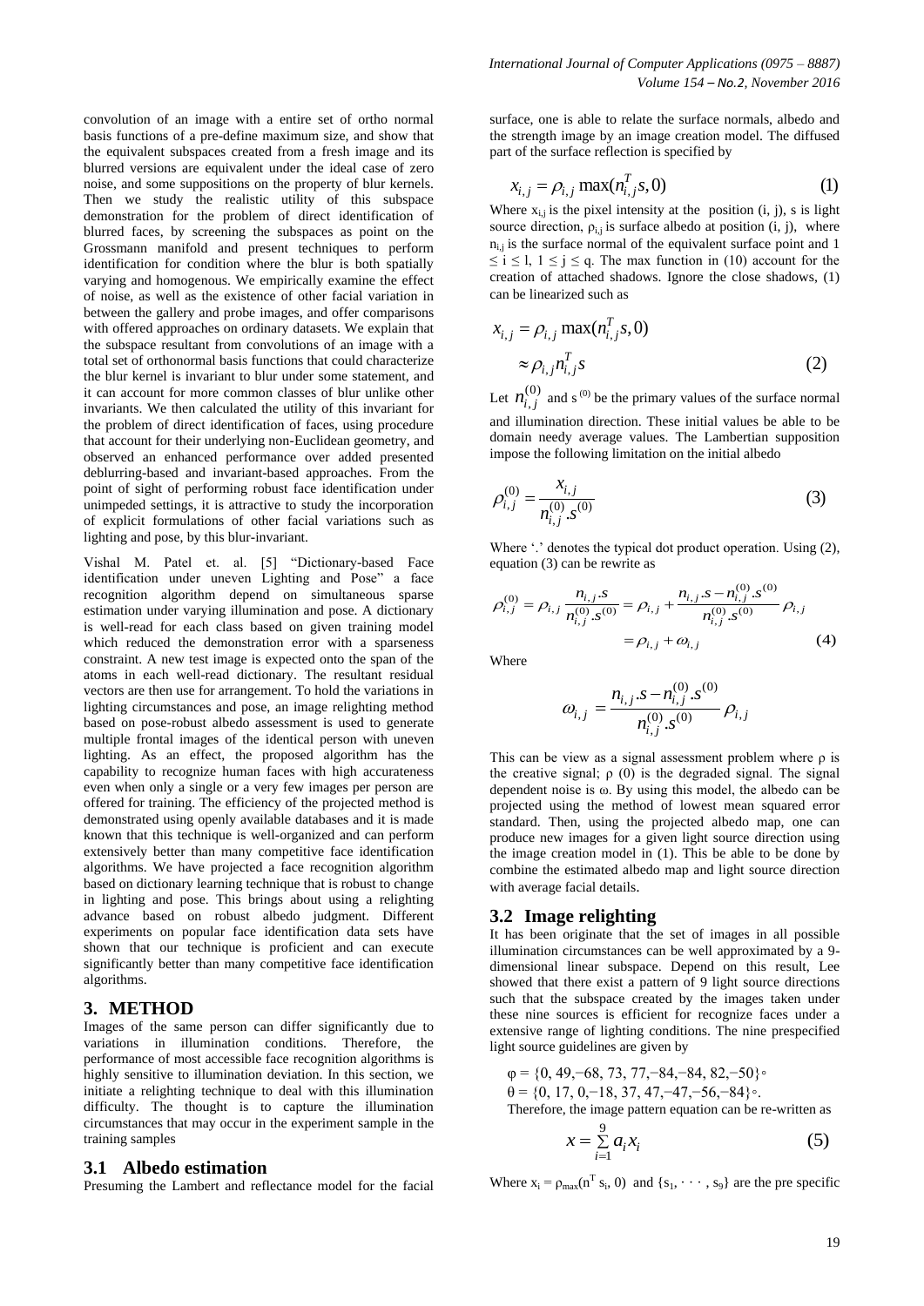convolution of an image with a entire set of ortho normal basis functions of a pre-define maximum size, and show that the equivalent subspaces created from a fresh image and its blurred versions are equivalent under the ideal case of zero noise, and some suppositions on the property of blur kernels. Then we study the realistic utility of this subspace demonstration for the problem of direct identification of blurred faces, by screening the subspaces as point on the Grossmann manifold and present techniques to perform identification for condition where the blur is both spatially varying and homogenous. We empirically examine the effect of noise, as well as the existence of other facial variation in between the gallery and probe images, and offer comparisons with offered approaches on ordinary datasets. We explain that the subspace resultant from convolutions of an image with a total set of orthonormal basis functions that could characterize the blur kernel is invariant to blur under some statement, and it can account for more common classes of blur unlike other invariants. We then calculated the utility of this invariant for the problem of direct identification of faces, using procedure that account for their underlying non-Euclidean geometry, and observed an enhanced performance over added presented deblurring-based and invariant-based approaches. From the point of sight of performing robust face identification under unimpeded settings, it is attractive to study the incorporation of explicit formulations of other facial variations such as lighting and pose, by this blur-invariant.

Vishal M. Patel et. al. [5] "Dictionary-based Face identification under uneven Lighting and Pose" a face recognition algorithm depend on simultaneous sparse estimation under varying illumination and pose. A dictionary is well-read for each class based on given training model which reduced the demonstration error with a sparseness constraint. A new test image is expected onto the span of the atoms in each well-read dictionary. The resultant residual vectors are then use for arrangement. To hold the variations in lighting circumstances and pose, an image relighting method based on pose-robust albedo assessment is used to generate multiple frontal images of the identical person with uneven lighting. As an effect, the proposed algorithm has the capability to recognize human faces with high accurateness even when only a single or a very few images per person are offered for training. The efficiency of the projected method is demonstrated using openly available databases and it is made known that this technique is well-organized and can perform extensively better than many competitive face identification algorithms. We have projected a face recognition algorithm based on dictionary learning technique that is robust to change in lighting and pose. This brings about using a relighting advance based on robust albedo judgment. Different experiments on popular face identification data sets have shown that our technique is proficient and can execute significantly better than many competitive face identification algorithms.

## 3. METHOD

Images of the same person can differ significantly due to variations in illumination conditions. Therefore, the performance of most accessible face recognition algorithms is highly sensitive to illumination deviation. In this section, we initiate a relighting technique to deal with this illumination difficulty. The thought is to capture the illumination circumstances that may occur in the experiment sample in the training samples

### 3.1 Albedo estimation

Presuming the Lambert and reflectance model for the facial surface, one is able to relate the surface normals, albedo and the strength image by an image creation model. The diffused part of the surface reflection is specified by

$$x_{i,j} = \rho_{i,j} \max(n_{i,j}^T s, 0) \tag{1}$$

Where $x_{i,j}$ is the pixel intensity at the position (i, j), s is light source direction, $\rho_{i,j}$ is surface albedo at position (i, j), where $n_{i,j}$ is the surface normal of the equivalent surface point and $1 \leq i \leq l$, $1 \leq j \leq q$. The max function in (10) account for the creation of attached shadows. Ignore the close shadows, (1) can be linearized such as

$$\begin{aligned} x_{i,j} &= \rho_{i,j} \max(n_{i,j}^T s, 0) \\ &\approx \rho_{i,j} n_{i,j}^T s \end{aligned} \tag{2}$$

Let $n_{i,j}^{(0)}$ and $s^{(0)}$ be the primary values of the surface normal and illumination direction. These initial values be able to be domain needy average values. The Lambertian supposition impose the following limitation on the initial albedo

$$\rho_{i,j}^{(0)} = \frac{x_{i,j}}{n_{i,j}^{(0)} . s^{(0)}} \tag{3}$$

Where '.' denotes the typical dot product operation. Using (2), equation (3) can be rewrite as

$$\begin{aligned} \rho_{i,j}^{(0)} = \rho_{i,j} \frac{n_{i,j} . s}{n_{i,j}^{(0)} . s^{(0)}} &= \rho_{i,j} + \frac{n_{i,j} . s - n_{i,j}^{(0)} . s^{(0)}}{n_{i,j}^{(0)} . s^{(0)}} \rho_{i,j} \\ &= \rho_{i,j} + \omega_{i,j} \end{aligned} \tag{4}$$

Where

$$\omega_{i,j} = \frac{n_{i,j} . s - n_{i,j}^{(0)} . s^{(0)}}{n_{i,j}^{(0)} . s^{(0)}} \rho_{i,j}$$

This can be view as a signal assessment problem where ρ is the creative signal; ρ (0) is the degraded signal. The signal dependent noise is ω. By using this model, the albedo can be projected using the method of lowest mean squared error standard. Then, using the projected albedo map, one can produce new images for a given light source direction using the image creation model in (1). This be able to be done by combine the estimated albedo map and light source direction with average facial details.

### 3.2 Image relighting

It has been originate that the set of images in all possible illumination circumstances can be well approximated by a 9-dimensional linear subspace. Depend on this result, Lee showed that there exist a pattern of 9 light source directions such that the subspace created by the images taken under these nine sources is efficient for recognize faces under a extensive range of lighting conditions. The nine prespecified light source guidelines are given by

φ = {0, 49,−68, 73, 77,−84,−84, 82,−50}◦
θ = {0, 17, 0,−18, 37, 47,−47,−56,−84}◦.

Therefore, the image pattern equation can be re-written as

$$x = \sum_{i=1}^{9} a_i x_i \tag{5}$$

Where $x_i = \rho_{max}(n^T s_i, 0)$ and $\{s_1, \cdots, s_9\}$ are the pre specific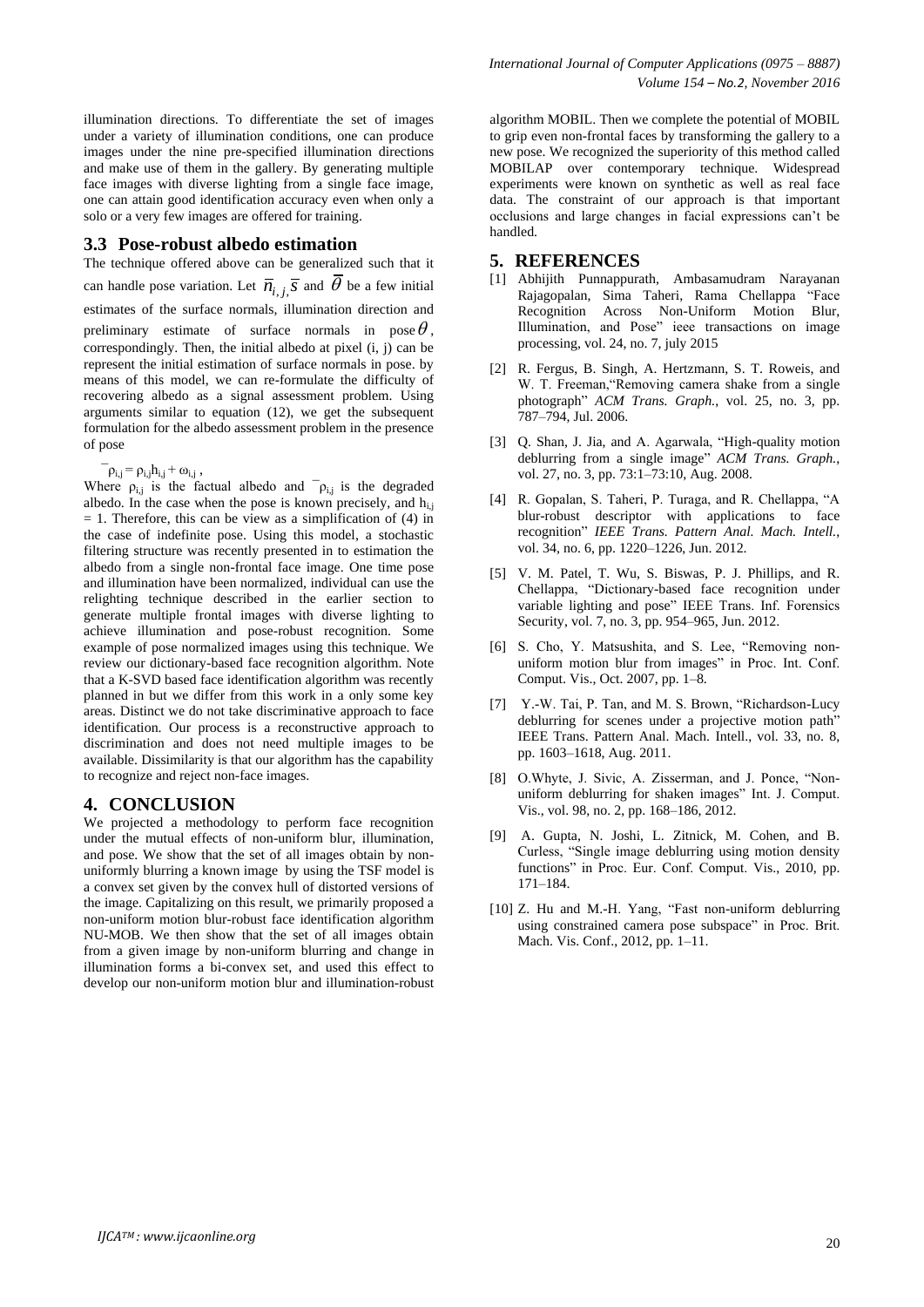illumination directions. To differentiate the set of images under a variety of illumination conditions, one can produce images under the nine pre-specified illumination directions and make use of them in the gallery. By generating multiple face images with diverse lighting from a single face image, one can attain good identification accuracy even when only a solo or a very few images are offered for training.

### 3.3 Pose-robust albedo estimation

The technique offered above can be generalized such that it can handle pose variation. Let $\overline{n}_{i,j}, \overline{s}$ and $\overline{\theta}$ be a few initial estimates of the surface normals, illumination direction and preliminary estimate of surface normals in pose $\theta$, correspondingly. Then, the initial albedo at pixel (i, j) can be represent the initial estimation of surface normals in pose. by means of this model, we can re-formulate the difficulty of recovering albedo as a signal assessment problem. Using arguments similar to equation (12), we get the subsequent formulation for the albedo assessment problem in the presence of pose

$$\overline{\rho}_{i,j} = \rho_{i,j} h_{i,j} + \omega_{i,j} ,$$

Where $\rho_{i,j}$ is the factual albedo and $\overline{\rho}_{i,j}$ is the degraded albedo. In the case when the pose is known precisely, and $h_{i,j} = 1$. Therefore, this can be view as a simplification of (4) in the case of indefinite pose. Using this model, a stochastic filtering structure was recently presented in to estimation the albedo from a single non-frontal face image. One time pose and illumination have been normalized, individual can use the relighting technique described in the earlier section to generate multiple frontal images with diverse lighting to achieve illumination and pose-robust recognition. Some example of pose normalized images using this technique. We review our dictionary-based face recognition algorithm. Note that a K-SVD based face identification algorithm was recently planned in but we differ from this work in a only some key areas. Distinct we do not take discriminative approach to face identification. Our process is a reconstructive approach to discrimination and does not need multiple images to be available. Dissimilarity is that our algorithm has the capability to recognize and reject non-face images.

## 4. CONCLUSION

We projected a methodology to perform face recognition under the mutual effects of non-uniform blur, illumination, and pose. We show that the set of all images obtain by non-uniformly blurring a known image by using the TSF model is a convex set given by the convex hull of distorted versions of the image. Capitalizing on this result, we primarily proposed a non-uniform motion blur-robust face identification algorithm NU-MOB. We then show that the set of all images obtain from a given image by non-uniform blurring and change in illumination forms a bi-convex set, and used this effect to develop our non-uniform motion blur and illumination-robust algorithm MOBIL. Then we complete the potential of MOBIL to grip even non-frontal faces by transforming the gallery to a new pose. We recognized the superiority of this method called MOBILAP over contemporary technique. Widespread experiments were known on synthetic as well as real face data. The constraint of our approach is that important occlusions and large changes in facial expressions can't be handled.

## 5. REFERENCES

[1] Abhijith Punnappurath, Ambasamudram Narayanan Rajagopalan, Sima Taheri, Rama Chellappa "Face Recognition Across Non-Uniform Motion Blur, Illumination, and Pose" ieee transactions on image processing, vol. 24, no. 7, july 2015

[2] R. Fergus, B. Singh, A. Hertzmann, S. T. Roweis, and W. T. Freeman,"Removing camera shake from a single photograph" *ACM Trans. Graph.*, vol. 25, no. 3, pp. 787–794, Jul. 2006.

[3] Q. Shan, J. Jia, and A. Agarwala, "High-quality motion deblurring from a single image" *ACM Trans. Graph.*, vol. 27, no. 3, pp. 73:1–73:10, Aug. 2008.

[4] R. Gopalan, S. Taheri, P. Turaga, and R. Chellappa, "A blur-robust descriptor with applications to face recognition" *IEEE Trans. Pattern Anal. Mach. Intell.*, vol. 34, no. 6, pp. 1220–1226, Jun. 2012.

[5] V. M. Patel, T. Wu, S. Biswas, P. J. Phillips, and R. Chellappa, "Dictionary-based face recognition under variable lighting and pose" IEEE Trans. Inf. Forensics Security, vol. 7, no. 3, pp. 954–965, Jun. 2012.

[6] S. Cho, Y. Matsushita, and S. Lee, "Removing non-uniform motion blur from images" in Proc. Int. Conf. Comput. Vis., Oct. 2007, pp. 1–8.

[7] Y.-W. Tai, P. Tan, and M. S. Brown, "Richardson-Lucy deblurring for scenes under a projective motion path" IEEE Trans. Pattern Anal. Mach. Intell., vol. 33, no. 8, pp. 1603–1618, Aug. 2011.

[8] O.Whyte, J. Sivic, A. Zisserman, and J. Ponce, "Non-uniform deblurring for shaken images" Int. J. Comput. Vis., vol. 98, no. 2, pp. 168–186, 2012.

[9] A. Gupta, N. Joshi, L. Zitnick, M. Cohen, and B. Curless, "Single image deblurring using motion density functions" in Proc. Eur. Conf. Comput. Vis., 2010, pp. 171–184.

[10] Z. Hu and M.-H. Yang, "Fast non-uniform deblurring using constrained camera pose subspace" in Proc. Brit. Mach. Vis. Conf., 2012, pp. 1–11.